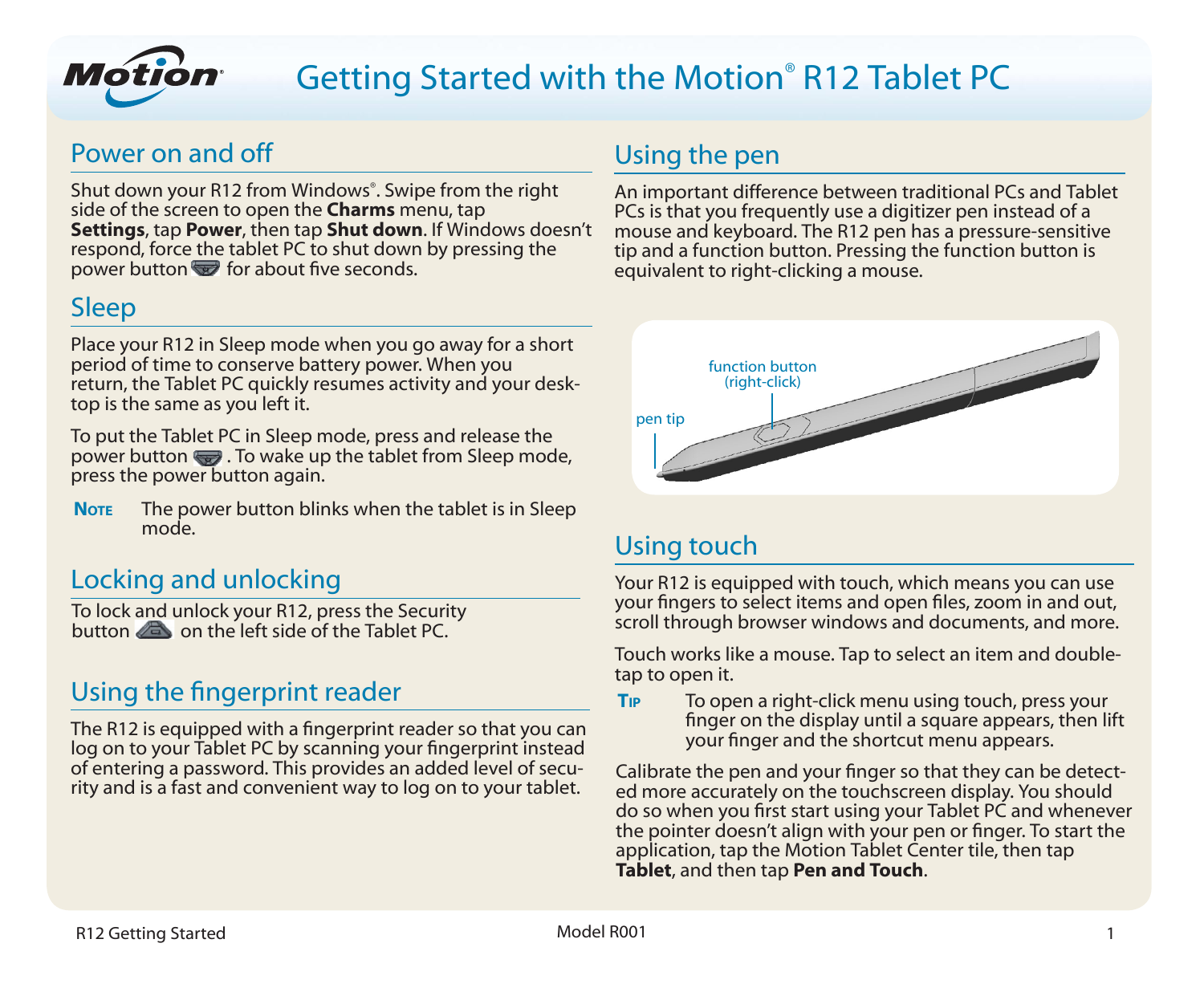# Getting Started with the Motion® R12 Tablet PC

## Power on and off

Shut down your R12 from Windows®. Swipe from the right side of the screen to open the **Charms** menu, tap **Settings**, tap **Power**, then tap **Shut down**. If Windows doesn't respond, force the tablet PC to shut down by pressing the power button for about five seconds.

## Sleep

Place your R12 in Sleep mode when you go away for a short period of time to conserve battery power. When you return, the Tablet PC quickly resumes activity and your desktop is the same as you left it.

To put the Tablet PC in Sleep mode, press and release the power button. To wake up the tablet from Sleep mode, press the power button again.

**Note** The power button blinks when the tablet is in Sleep mode.

## Locking and unlocking

To lock and unlock your R12, press the Security button on the left side of the Tablet PC.

## Using the fingerprint reader

The R12 is equipped with a fingerprint reader so that you can log on to your Tablet PC by scanning your fingerprint instead of entering a password. This provides an added level of security and is a fast and convenient way to log on to your tablet.

## Using the pen

An important difference between traditional PCs and Tablet PCs is that you frequently use a digitizer pen instead of a mouse and keyboard. The R12 pen has a pressure-sensitive tip and a function button. Pressing the function button is equivalent to right-clicking a mouse.

function button (right-click)

pen tip

## Using touch

Your R12 is equipped with touch, which means you can use your fingers to select items and open files, zoom in and out, scroll through browser windows and documents, and more.

Touch works like a mouse. Tap to select an item and double-tap to open it.

**Tip** To open a right-click menu using touch, press your finger on the display until a square appears, then lift your finger and the shortcut menu appears.

Calibrate the pen and your finger so that they can be detected more accurately on the touchscreen display. You should do so when you first start using your Tablet PC and whenever the pointer doesn't align with your pen or finger. To start the application, tap the Motion Tablet Center tile, then tap **Tablet**, and then tap **Pen and Touch**.

Model R001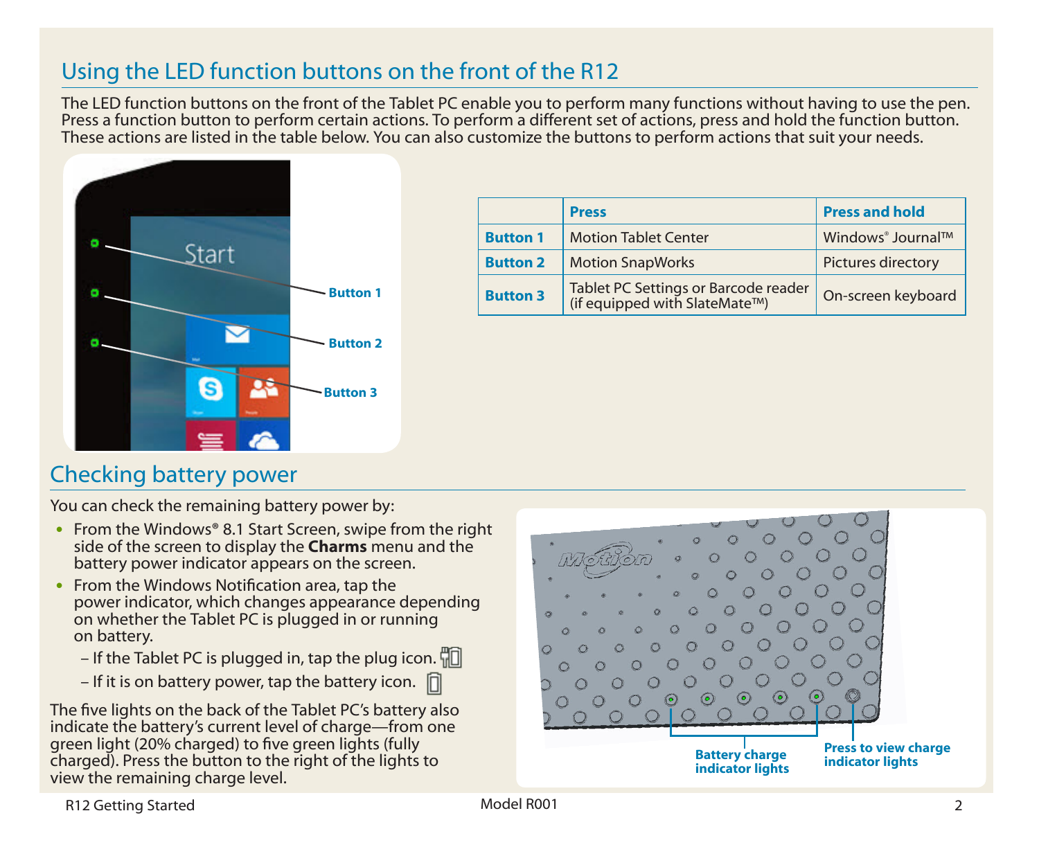## Using the LED function buttons on the front of the R12

The LED function buttons on the front of the Tablet PC enable you to perform many functions without having to use the pen. Press a function button to perform certain actions. To perform a different set of actions, press and hold the function button. These actions are listed in the table below. You can also customize the buttons to perform actions that suit your needs.

| | Press | Press and hold |
|---|---|---|
| **Button 1** | Motion Tablet Center | Windows® Journal™ |
| **Button 2** | Motion SnapWorks | Pictures directory |
| **Button 3** | Tablet PC Settings or Barcode reader (if equipped with SlateMate™) | On-screen keyboard |

## Checking battery power

You can check the remaining battery power by:

- From the Windows® 8.1 Start Screen, swipe from the right side of the screen to display the **Charms** menu and the battery power indicator appears on the screen.
- From the Windows Notification area, tap the power indicator, which changes appearance depending on whether the Tablet PC is plugged in or running on battery.
  - If the Tablet PC is plugged in, tap the plug icon.
  - If it is on battery power, tap the battery icon.

The five lights on the back of the Tablet PC's battery also indicate the battery's current level of charge—from one green light (20% charged) to five green lights (fully charged). Press the button to the right of the lights to view the remaining charge level.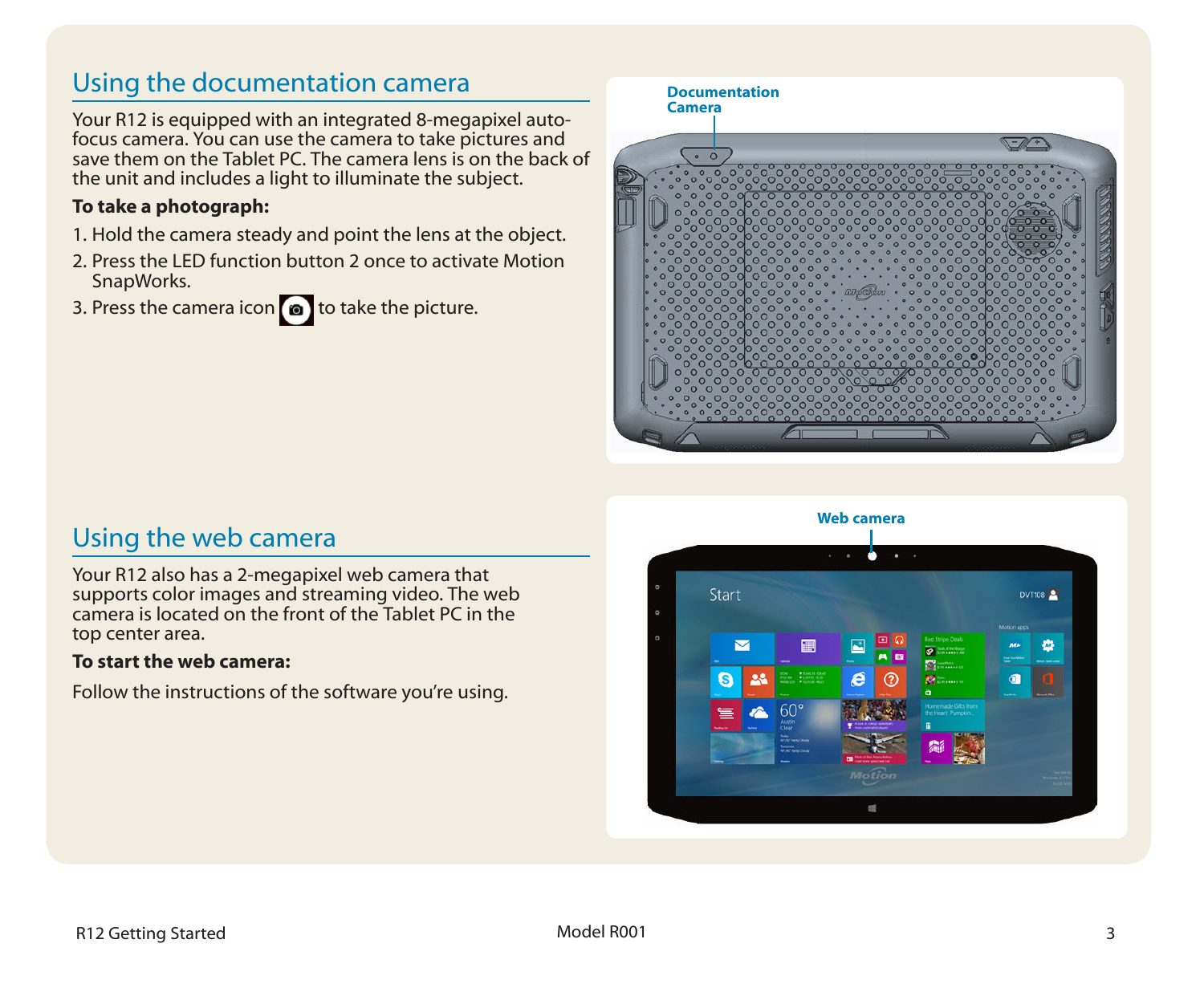## Using the documentation camera

Your R12 is equipped with an integrated 8-megapixel auto-focus camera. You can use the camera to take pictures and save them on the Tablet PC. The camera lens is on the back of the unit and includes a light to illuminate the subject.

**To take a photograph:**

1. Hold the camera steady and point the lens at the object.
2. Press the LED function button 2 once to activate Motion SnapWorks.
3. Press the camera icon to take the picture.

Documentation Camera

## Using the web camera

Your R12 also has a 2-megapixel web camera that supports color images and streaming video. The web camera is located on the front of the Tablet PC in the top center area.

**To start the web camera:**

Follow the instructions of the software you're using.

Web camera

R12 Getting Started

Model R001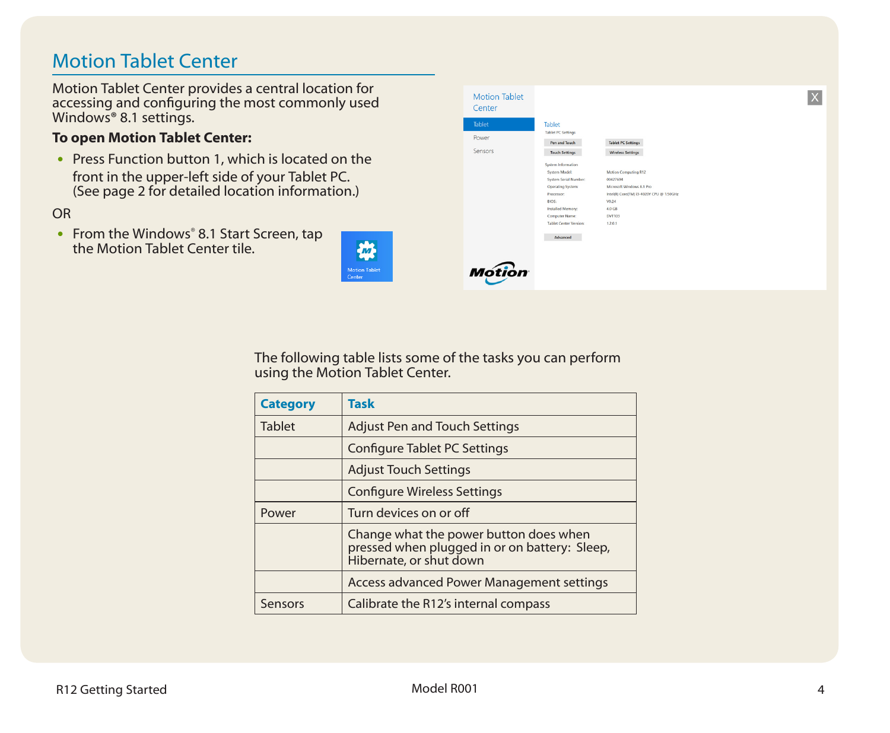# Motion Tablet Center

Motion Tablet Center provides a central location for accessing and configuring the most commonly used Windows® 8.1 settings.

**To open Motion Tablet Center:**

- Press Function button 1, which is located on the front in the upper-left side of your Tablet PC. (See page 2 for detailed location information.)

OR

- From the Windows® 8.1 Start Screen, tap the Motion Tablet Center tile.

The following table lists some of the tasks you can perform using the Motion Tablet Center.

| Category | Task |
|---|---|
| Tablet | Adjust Pen and Touch Settings |
| | Configure Tablet PC Settings |
| | Adjust Touch Settings |
| | Configure Wireless Settings |
| Power | Turn devices on or off |
| | Change what the power button does when pressed when plugged in or on battery: Sleep, Hibernate, or shut down |
| | Access advanced Power Management settings |
| Sensors | Calibrate the R12's internal compass |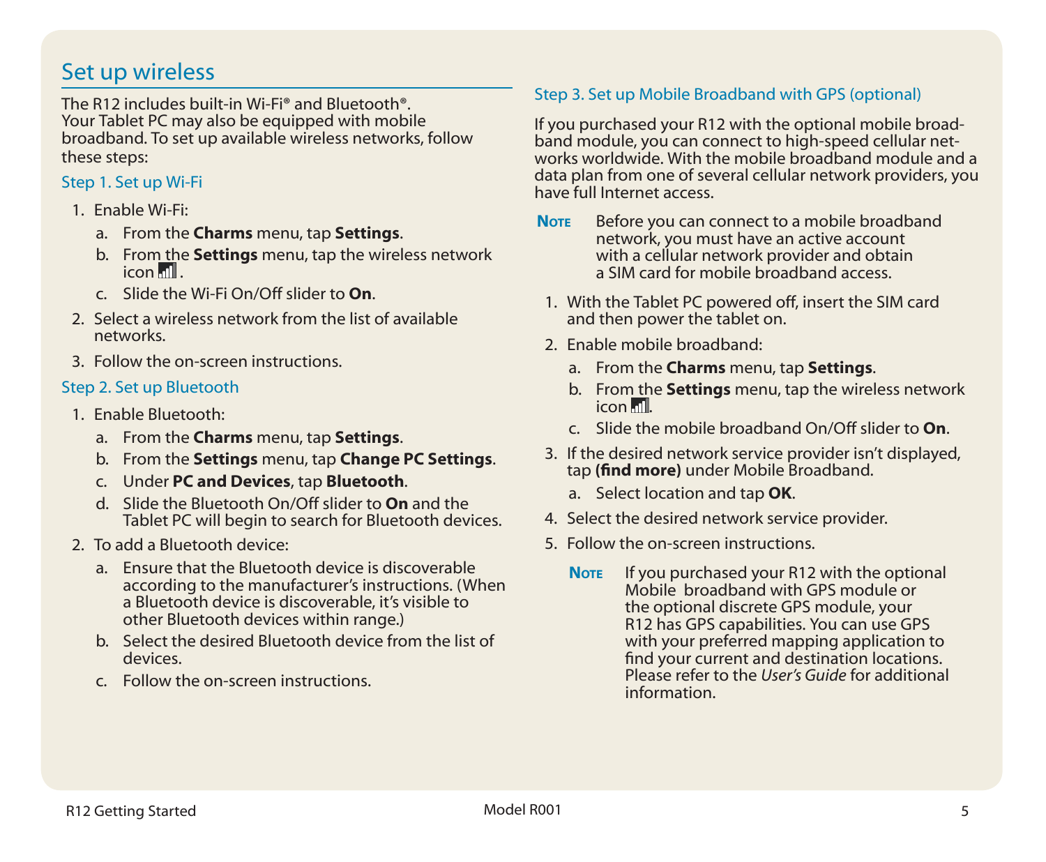## Set up wireless

The R12 includes built-in Wi-Fi® and Bluetooth®. Your Tablet PC may also be equipped with mobile broadband. To set up available wireless networks, follow these steps:

### Step 1. Set up Wi-Fi

1. Enable Wi-Fi:
   a. From the **Charms** menu, tap **Settings**.
   b. From the **Settings** menu, tap the wireless network icon .
   c. Slide the Wi-Fi On/Off slider to **On**.
2. Select a wireless network from the list of available networks.
3. Follow the on-screen instructions.

### Step 2. Set up Bluetooth

1. Enable Bluetooth:
   a. From the **Charms** menu, tap **Settings**.
   b. From the **Settings** menu, tap **Change PC Settings**.
   c. Under **PC and Devices**, tap **Bluetooth**.
   d. Slide the Bluetooth On/Off slider to **On** and the Tablet PC will begin to search for Bluetooth devices.
2. To add a Bluetooth device:
   a. Ensure that the Bluetooth device is discoverable according to the manufacturer's instructions. (When a Bluetooth device is discoverable, it's visible to other Bluetooth devices within range.)
   b. Select the desired Bluetooth device from the list of devices.
   c. Follow the on-screen instructions.

### Step 3. Set up Mobile Broadband with GPS (optional)

If you purchased your R12 with the optional mobile broadband module, you can connect to high-speed cellular networks worldwide. With the mobile broadband module and a data plan from one of several cellular network providers, you have full Internet access.

**Note** Before you can connect to a mobile broadband network, you must have an active account with a cellular network provider and obtain a SIM card for mobile broadband access.

1. With the Tablet PC powered off, insert the SIM card and then power the tablet on.
2. Enable mobile broadband:
   a. From the **Charms** menu, tap **Settings**.
   b. From the **Settings** menu, tap the wireless network icon .
   c. Slide the mobile broadband On/Off slider to **On**.
3. If the desired network service provider isn't displayed, tap **(find more)** under Mobile Broadband.
   a. Select location and tap **OK**.
4. Select the desired network service provider.
5. Follow the on-screen instructions.

   **Note** If you purchased your R12 with the optional Mobile broadband with GPS module or the optional discrete GPS module, your R12 has GPS capabilities. You can use GPS with your preferred mapping application to find your current and destination locations. Please refer to the *User's Guide* for additional information.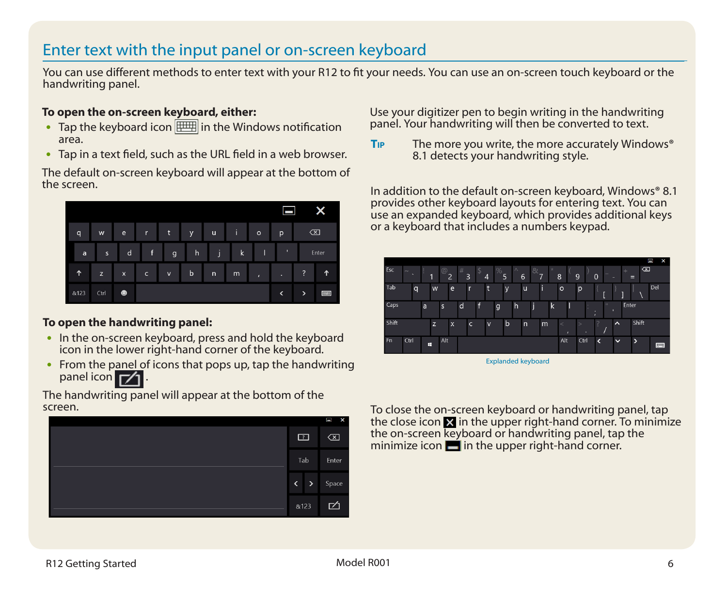# Enter text with the input panel or on-screen keyboard

You can use different methods to enter text with your R12 to fit your needs. You can use an on-screen touch keyboard or the handwriting panel.

**To open the on-screen keyboard, either:**

- Tap the keyboard icon in the Windows notification area.
- Tap in a text field, such as the URL field in a web browser.

The default on-screen keyboard will appear at the bottom of the screen.

**To open the handwriting panel:**

- In the on-screen keyboard, press and hold the keyboard icon in the lower right-hand corner of the keyboard.
- From the panel of icons that pops up, tap the handwriting panel icon .

The handwriting panel will appear at the bottom of the screen.

Use your digitizer pen to begin writing in the handwriting panel. Your handwriting will then be converted to text.

**Tip** The more you write, the more accurately Windows® 8.1 detects your handwriting style.

In addition to the default on-screen keyboard, Windows® 8.1 provides other keyboard layouts for entering text. You can use an expanded keyboard, which provides additional keys or a keyboard that includes a numbers keypad.

Explanded keyboard

To close the on-screen keyboard or handwriting panel, tap the close icon in the upper right-hand corner. To minimize the on-screen keyboard or handwriting panel, tap the minimize icon in the upper right-hand corner.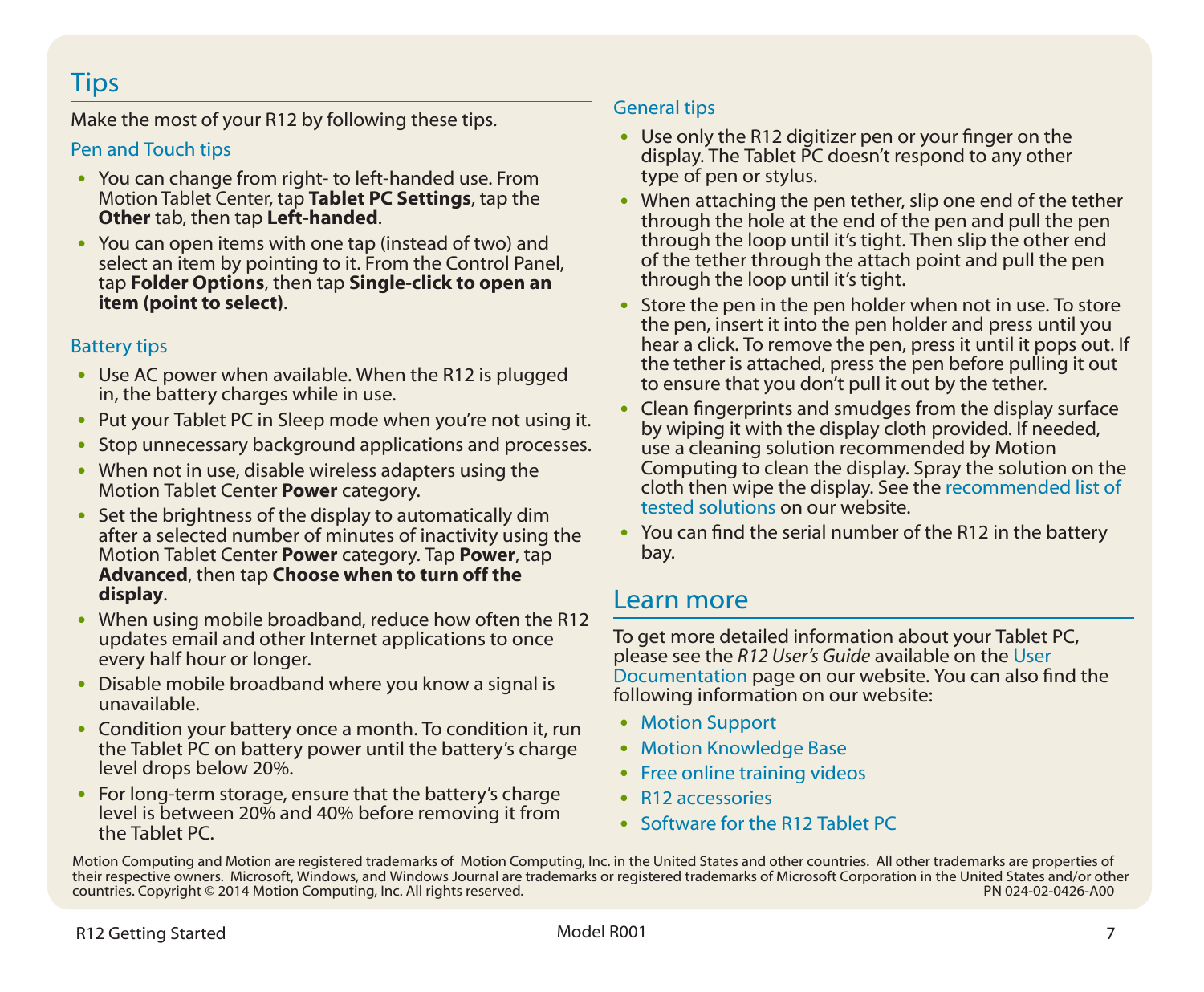# Tips

Make the most of your R12 by following these tips.

### Pen and Touch tips

- You can change from right- to left-handed use. From Motion Tablet Center, tap **Tablet PC Settings**, tap the **Other** tab, then tap **Left-handed**.
- You can open items with one tap (instead of two) and select an item by pointing to it. From the Control Panel, tap **Folder Options**, then tap **Single-click to open an item (point to select)**.

### Battery tips

- Use AC power when available. When the R12 is plugged in, the battery charges while in use.
- Put your Tablet PC in Sleep mode when you're not using it.
- Stop unnecessary background applications and processes.
- When not in use, disable wireless adapters using the Motion Tablet Center **Power** category.
- Set the brightness of the display to automatically dim after a selected number of minutes of inactivity using the Motion Tablet Center **Power** category. Tap **Power**, tap **Advanced**, then tap **Choose when to turn off the display**.
- When using mobile broadband, reduce how often the R12 updates email and other Internet applications to once every half hour or longer.
- Disable mobile broadband where you know a signal is unavailable.
- Condition your battery once a month. To condition it, run the Tablet PC on battery power until the battery's charge level drops below 20%.
- For long-term storage, ensure that the battery's charge level is between 20% and 40% before removing it from the Tablet PC.

### General tips

- Use only the R12 digitizer pen or your finger on the display. The Tablet PC doesn't respond to any other type of pen or stylus.
- When attaching the pen tether, slip one end of the tether through the hole at the end of the pen and pull the pen through the loop until it's tight. Then slip the other end of the tether through the attach point and pull the pen through the loop until it's tight.
- Store the pen in the pen holder when not in use. To store the pen, insert it into the pen holder and press until you hear a click. To remove the pen, press it until it pops out. If the tether is attached, press the pen before pulling it out to ensure that you don't pull it out by the tether.
- Clean fingerprints and smudges from the display surface by wiping it with the display cloth provided. If needed, use a cleaning solution recommended by Motion Computing to clean the display. Spray the solution on the cloth then wipe the display. See the recommended list of tested solutions on our website.
- You can find the serial number of the R12 in the battery bay.

# Learn more

To get more detailed information about your Tablet PC, please see the *R12 User's Guide* available on the User Documentation page on our website. You can also find the following information on our website:

- Motion Support
- Motion Knowledge Base
- Free online training videos
- R12 accessories
- Software for the R12 Tablet PC

Motion Computing and Motion are registered trademarks of Motion Computing, Inc. in the United States and other countries. All other trademarks are properties of their respective owners. Microsoft, Windows, and Windows Journal are trademarks or registered trademarks of Microsoft Corporation in the United States and/or other countries. Copyright © 2014 Motion Computing, Inc. All rights reserved. PN 024-02-0426-A00